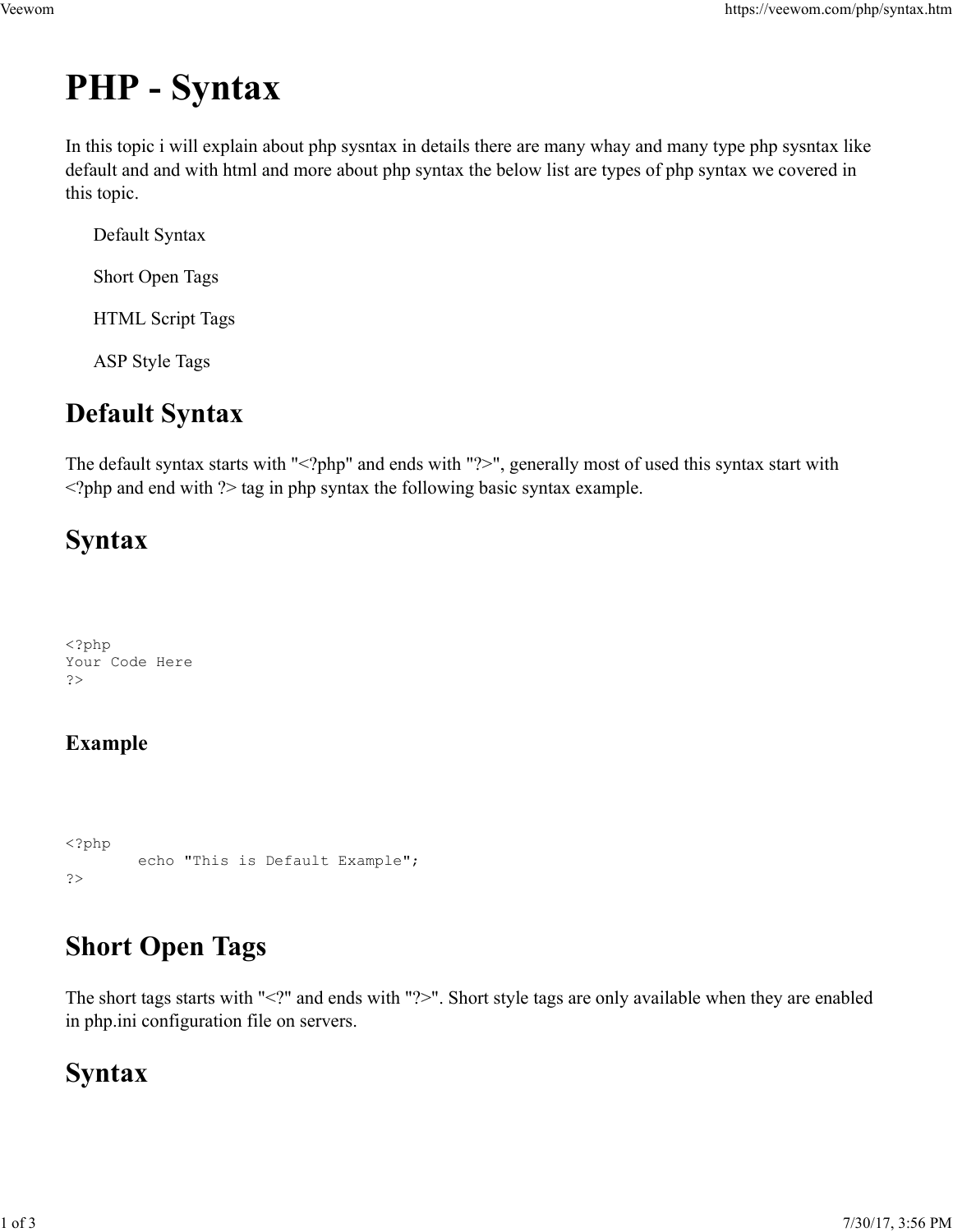# PHP - Syntax

In this topic i will explain about php sysntax in details there are many whay and many type php sysntax like default and and with html and more about php syntax the below list are types of php syntax we covered in this topic.

- Default Syntax
- Short Open Tags
- HTML Script Tags
- ASP Style Tags

## Default Syntax

The default syntax starts with "<?php" and ends with "?>", generally most of used this syntax start with <?php and end with ?> tag in php syntax the following basic syntax example.

## Syntax

```
<?php
Your Code Here
?>
```

### Example

```
<?php
        echo "This is Default Example";
?>
```

## Short Open Tags

The short tags starts with "<?" and ends with "?>". Short style tags are only available when they are enabled in php.ini configuration file on servers.

## Syntax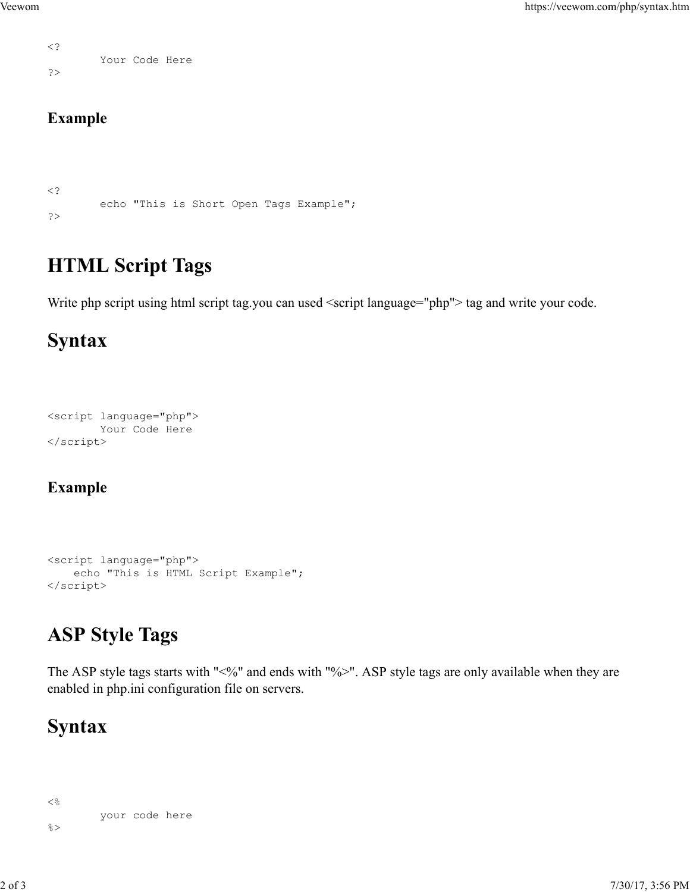```
<?
        Your Code Here
?>
```

### Example

```
<?
        echo "This is Short Open Tags Example";
?>
```

## HTML Script Tags

Write php script using html script tag.you can used <script language="php"> tag and write your code.

## Syntax

```
<script language="php">
        Your Code Here
</script>
```

### Example

```
<script language="php">
    echo "This is HTML Script Example";
</script>
```

## ASP Style Tags

The ASP style tags starts with "<%" and ends with "%>". ASP style tags are only available when they are enabled in php.ini configuration file on servers.

## Syntax

```
<%
        your code here
%>
```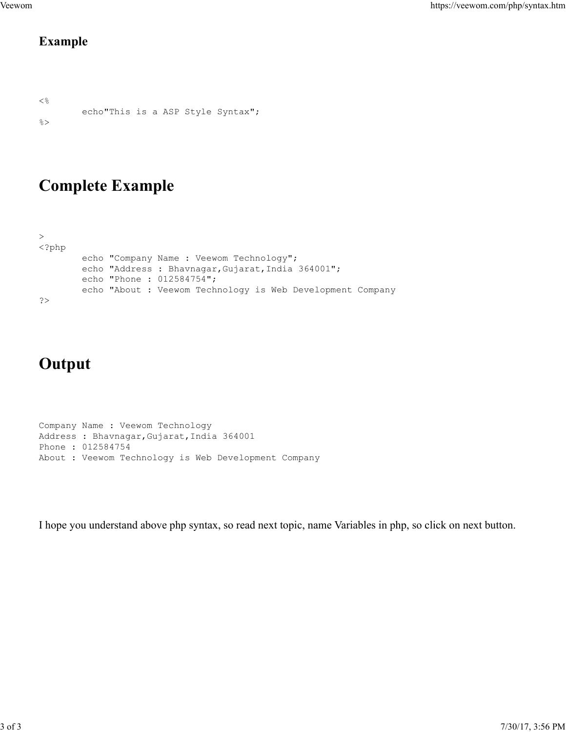### Example

```
<%
        echo"This is a ASP Style Syntax";
%>
```

## Complete Example

```
>
<?php
        echo "Company Name : Veewom Technology";
        echo "Address : Bhavnagar,Gujarat,India 364001";
        echo "Phone : 012584754";
        echo "About : Veewom Technology is Web Development Company
?>
```

## Output

```
Company Name : Veewom Technology
Address : Bhavnagar,Gujarat,India 364001
Phone : 012584754
About : Veewom Technology is Web Development Company
```

I hope you understand above php syntax, so read next topic, name Variables in php, so click on next button.